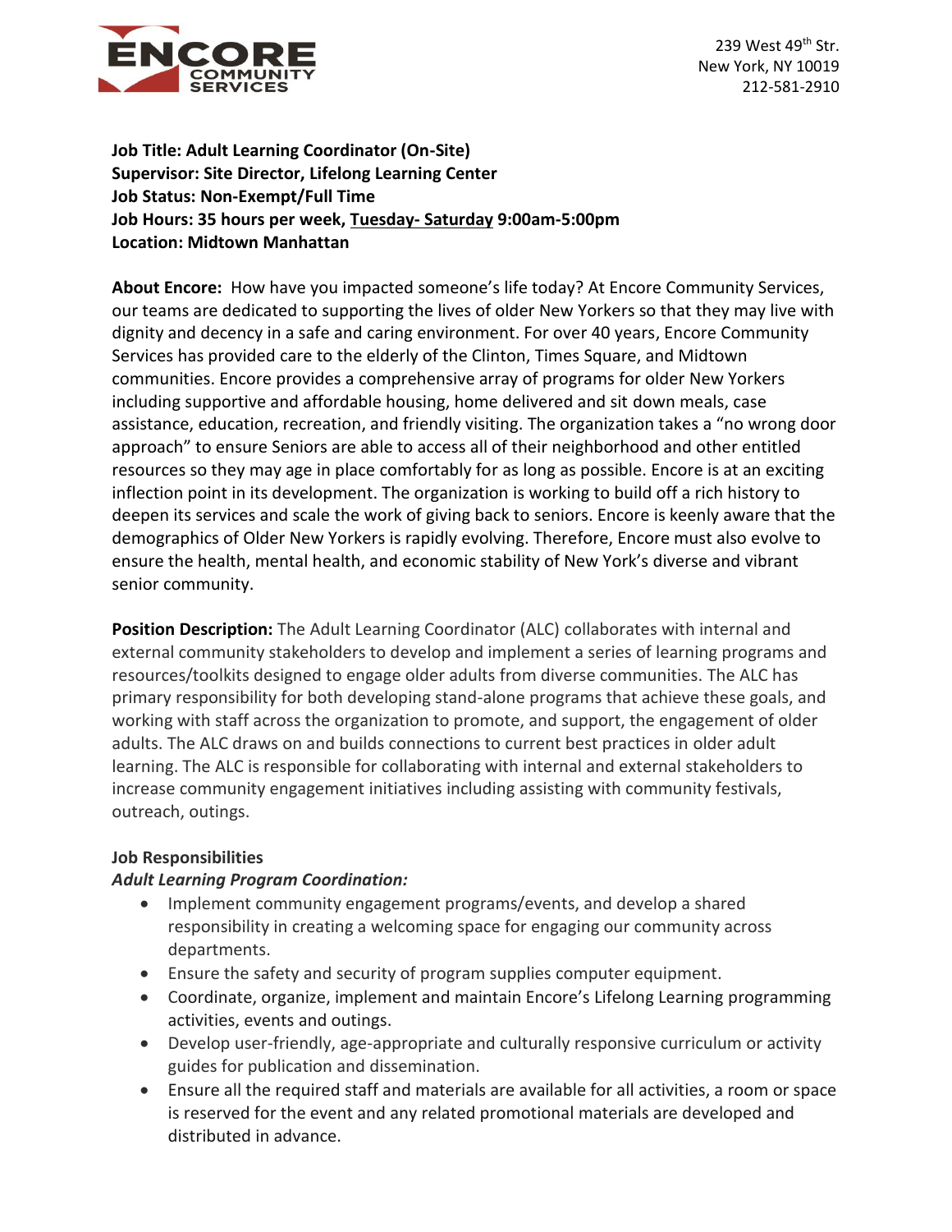239 West 49th Str.
New York, NY 10019
212-581-2910

**Job Title: Adult Learning Coordinator (On-Site)**
**Supervisor: Site Director, Lifelong Learning Center**
**Job Status: Non-Exempt/Full Time**
**Job Hours: 35 hours per week, Tuesday- Saturday 9:00am-5:00pm**
**Location: Midtown Manhattan**

**About Encore:** How have you impacted someone's life today? At Encore Community Services, our teams are dedicated to supporting the lives of older New Yorkers so that they may live with dignity and decency in a safe and caring environment. For over 40 years, Encore Community Services has provided care to the elderly of the Clinton, Times Square, and Midtown communities. Encore provides a comprehensive array of programs for older New Yorkers including supportive and affordable housing, home delivered and sit down meals, case assistance, education, recreation, and friendly visiting. The organization takes a "no wrong door approach" to ensure Seniors are able to access all of their neighborhood and other entitled resources so they may age in place comfortably for as long as possible. Encore is at an exciting inflection point in its development. The organization is working to build off a rich history to deepen its services and scale the work of giving back to seniors. Encore is keenly aware that the demographics of Older New Yorkers is rapidly evolving. Therefore, Encore must also evolve to ensure the health, mental health, and economic stability of New York's diverse and vibrant senior community.

**Position Description:** The Adult Learning Coordinator (ALC) collaborates with internal and external community stakeholders to develop and implement a series of learning programs and resources/toolkits designed to engage older adults from diverse communities. The ALC has primary responsibility for both developing stand-alone programs that achieve these goals, and working with staff across the organization to promote, and support, the engagement of older adults. The ALC draws on and builds connections to current best practices in older adult learning. The ALC is responsible for collaborating with internal and external stakeholders to increase community engagement initiatives including assisting with community festivals, outreach, outings.

**Job Responsibilities**

***Adult Learning Program Coordination:***

- Implement community engagement programs/events, and develop a shared responsibility in creating a welcoming space for engaging our community across departments.
- Ensure the safety and security of program supplies computer equipment.
- Coordinate, organize, implement and maintain Encore's Lifelong Learning programming activities, events and outings.
- Develop user-friendly, age-appropriate and culturally responsive curriculum or activity guides for publication and dissemination.
- Ensure all the required staff and materials are available for all activities, a room or space is reserved for the event and any related promotional materials are developed and distributed in advance.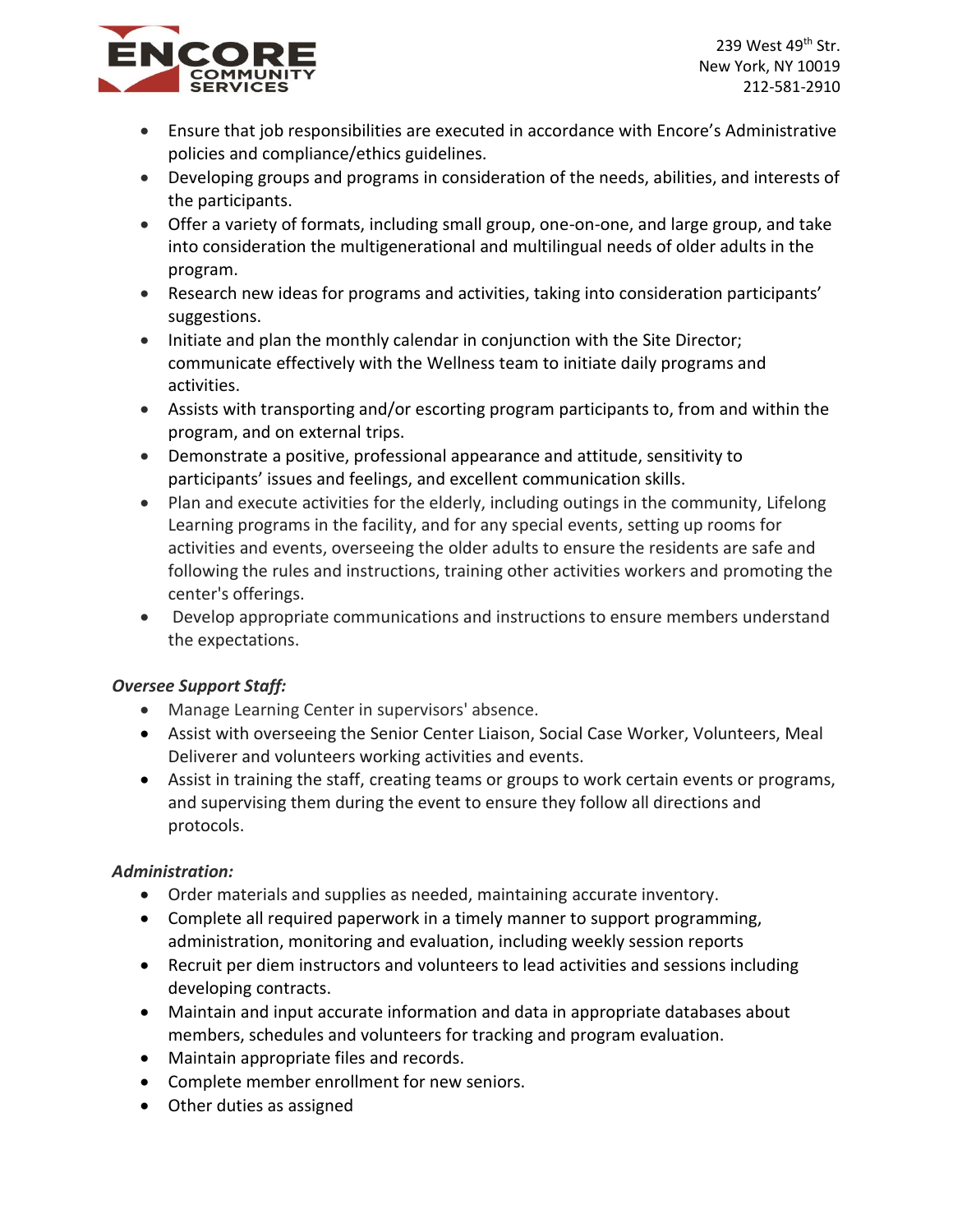- Ensure that job responsibilities are executed in accordance with Encore's Administrative policies and compliance/ethics guidelines.
- Developing groups and programs in consideration of the needs, abilities, and interests of the participants.
- Offer a variety of formats, including small group, one-on-one, and large group, and take into consideration the multigenerational and multilingual needs of older adults in the program.
- Research new ideas for programs and activities, taking into consideration participants' suggestions.
- Initiate and plan the monthly calendar in conjunction with the Site Director; communicate effectively with the Wellness team to initiate daily programs and activities.
- Assists with transporting and/or escorting program participants to, from and within the program, and on external trips.
- Demonstrate a positive, professional appearance and attitude, sensitivity to participants' issues and feelings, and excellent communication skills.
- Plan and execute activities for the elderly, including outings in the community, Lifelong Learning programs in the facility, and for any special events, setting up rooms for activities and events, overseeing the older adults to ensure the residents are safe and following the rules and instructions, training other activities workers and promoting the center's offerings.
- Develop appropriate communications and instructions to ensure members understand the expectations.

***Oversee Support Staff:***

- Manage Learning Center in supervisors' absence.
- Assist with overseeing the Senior Center Liaison, Social Case Worker, Volunteers, Meal Deliverer and volunteers working activities and events.
- Assist in training the staff, creating teams or groups to work certain events or programs, and supervising them during the event to ensure they follow all directions and protocols.

***Administration:***

- Order materials and supplies as needed, maintaining accurate inventory.
- Complete all required paperwork in a timely manner to support programming, administration, monitoring and evaluation, including weekly session reports
- Recruit per diem instructors and volunteers to lead activities and sessions including developing contracts.
- Maintain and input accurate information and data in appropriate databases about members, schedules and volunteers for tracking and program evaluation.
- Maintain appropriate files and records.
- Complete member enrollment for new seniors.
- Other duties as assigned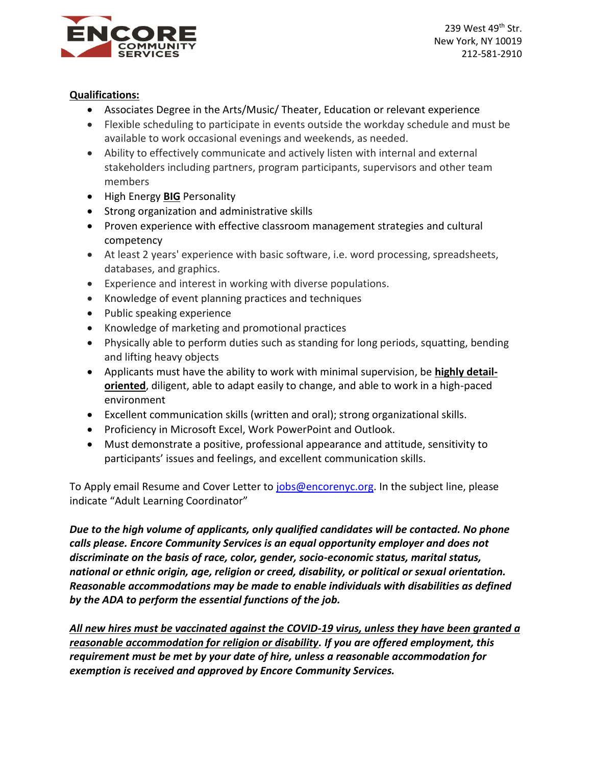**Qualifications:**

- Associates Degree in the Arts/Music/ Theater, Education or relevant experience
- Flexible scheduling to participate in events outside the workday schedule and must be available to work occasional evenings and weekends, as needed.
- Ability to effectively communicate and actively listen with internal and external stakeholders including partners, program participants, supervisors and other team members
- High Energy **BIG** Personality
- Strong organization and administrative skills
- Proven experience with effective classroom management strategies and cultural competency
- At least 2 years' experience with basic software, i.e. word processing, spreadsheets, databases, and graphics.
- Experience and interest in working with diverse populations.
- Knowledge of event planning practices and techniques
- Public speaking experience
- Knowledge of marketing and promotional practices
- Physically able to perform duties such as standing for long periods, squatting, bending and lifting heavy objects
- Applicants must have the ability to work with minimal supervision, be **highly detail-oriented**, diligent, able to adapt easily to change, and able to work in a high-paced environment
- Excellent communication skills (written and oral); strong organizational skills.
- Proficiency in Microsoft Excel, Work PowerPoint and Outlook.
- Must demonstrate a positive, professional appearance and attitude, sensitivity to participants' issues and feelings, and excellent communication skills.

To Apply email Resume and Cover Letter to jobs@encorenyc.org. In the subject line, please indicate "Adult Learning Coordinator"

***Due to the high volume of applicants, only qualified candidates will be contacted. No phone calls please. Encore Community Services is an equal opportunity employer and does not discriminate on the basis of race, color, gender, socio-economic status, marital status, national or ethnic origin, age, religion or creed, disability, or political or sexual orientation. Reasonable accommodations may be made to enable individuals with disabilities as defined by the ADA to perform the essential functions of the job.***

***All new hires must be vaccinated against the COVID-19 virus, unless they have been granted a reasonable accommodation for religion or disability. If you are offered employment, this requirement must be met by your date of hire, unless a reasonable accommodation for exemption is received and approved by Encore Community Services.***